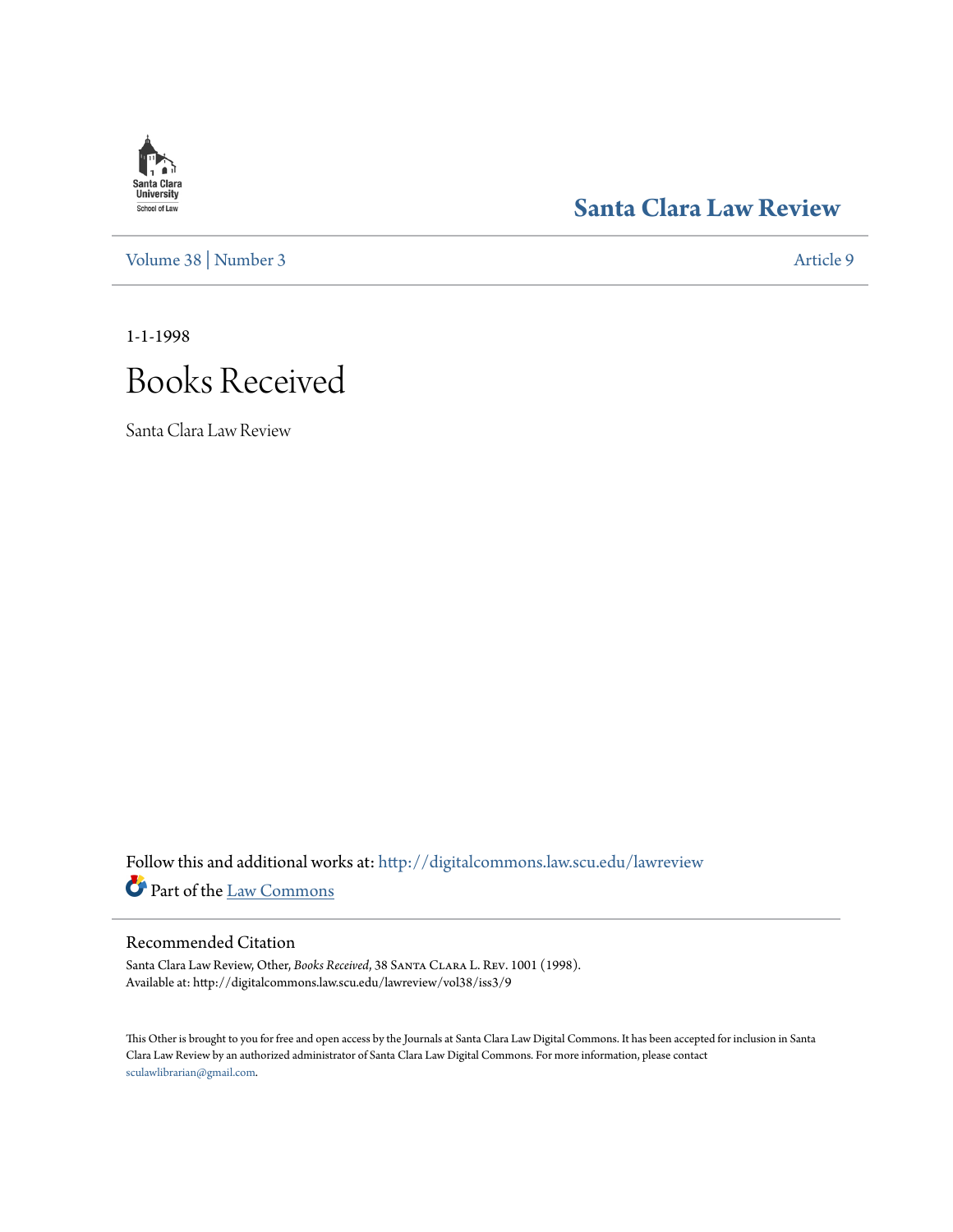Santa Clara University School of Law

# Santa Clara Law Review

Volume 38 | Number 3 — Article 9

1-1-1998

# Books Received

Santa Clara Law Review

Follow this and additional works at: http://digitalcommons.law.scu.edu/lawreview

Part of the Law Commons

## Recommended Citation

Santa Clara Law Review, Other, *Books Received*, 38 Santa Clara L. Rev. 1001 (1998).
Available at: http://digitalcommons.law.scu.edu/lawreview/vol38/iss3/9

This Other is brought to you for free and open access by the Journals at Santa Clara Law Digital Commons. It has been accepted for inclusion in Santa Clara Law Review by an authorized administrator of Santa Clara Law Digital Commons. For more information, please contact sculawlibrarian@gmail.com.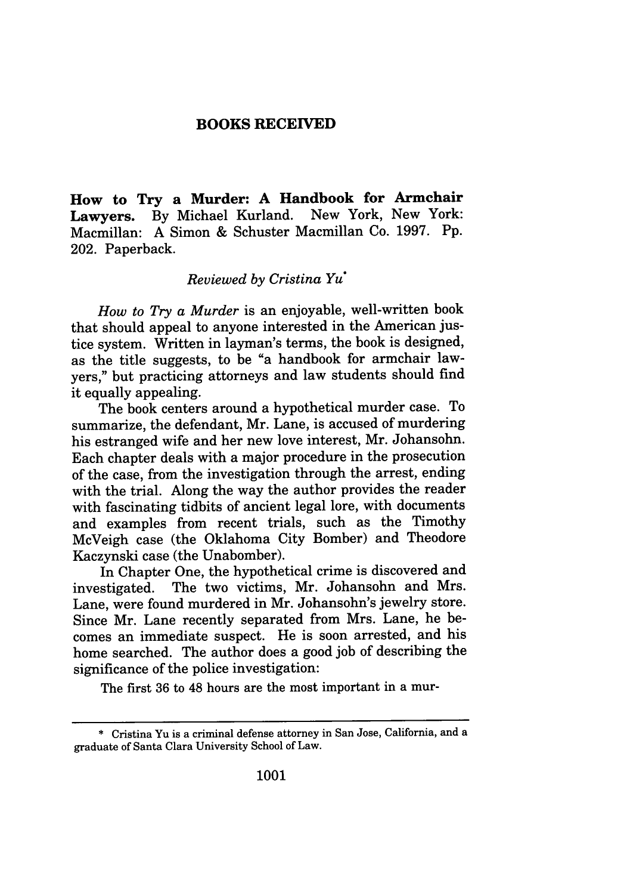## BOOKS RECEIVED

**How to Try a Murder: A Handbook for Armchair Lawyers.** By Michael Kurland. New York, New York: Macmillan: A Simon & Schuster Macmillan Co. 1997. Pp. 202. Paperback.

*Reviewed by Cristina Yu*[*]

*How to Try a Murder* is an enjoyable, well-written book that should appeal to anyone interested in the American justice system. Written in layman's terms, the book is designed, as the title suggests, to be "a handbook for armchair lawyers," but practicing attorneys and law students should find it equally appealing.

The book centers around a hypothetical murder case. To summarize, the defendant, Mr. Lane, is accused of murdering his estranged wife and her new love interest, Mr. Johansohn. Each chapter deals with a major procedure in the prosecution of the case, from the investigation through the arrest, ending with the trial. Along the way the author provides the reader with fascinating tidbits of ancient legal lore, with documents and examples from recent trials, such as the Timothy McVeigh case (the Oklahoma City Bomber) and Theodore Kaczynski case (the Unabomber).

In Chapter One, the hypothetical crime is discovered and investigated. The two victims, Mr. Johansohn and Mrs. Lane, were found murdered in Mr. Johansohn's jewelry store. Since Mr. Lane recently separated from Mrs. Lane, he becomes an immediate suspect. He is soon arrested, and his home searched. The author does a good job of describing the significance of the police investigation:

The first 36 to 48 hours are the most important in a mur-

---

[*] Cristina Yu is a criminal defense attorney in San Jose, California, and a graduate of Santa Clara University School of Law.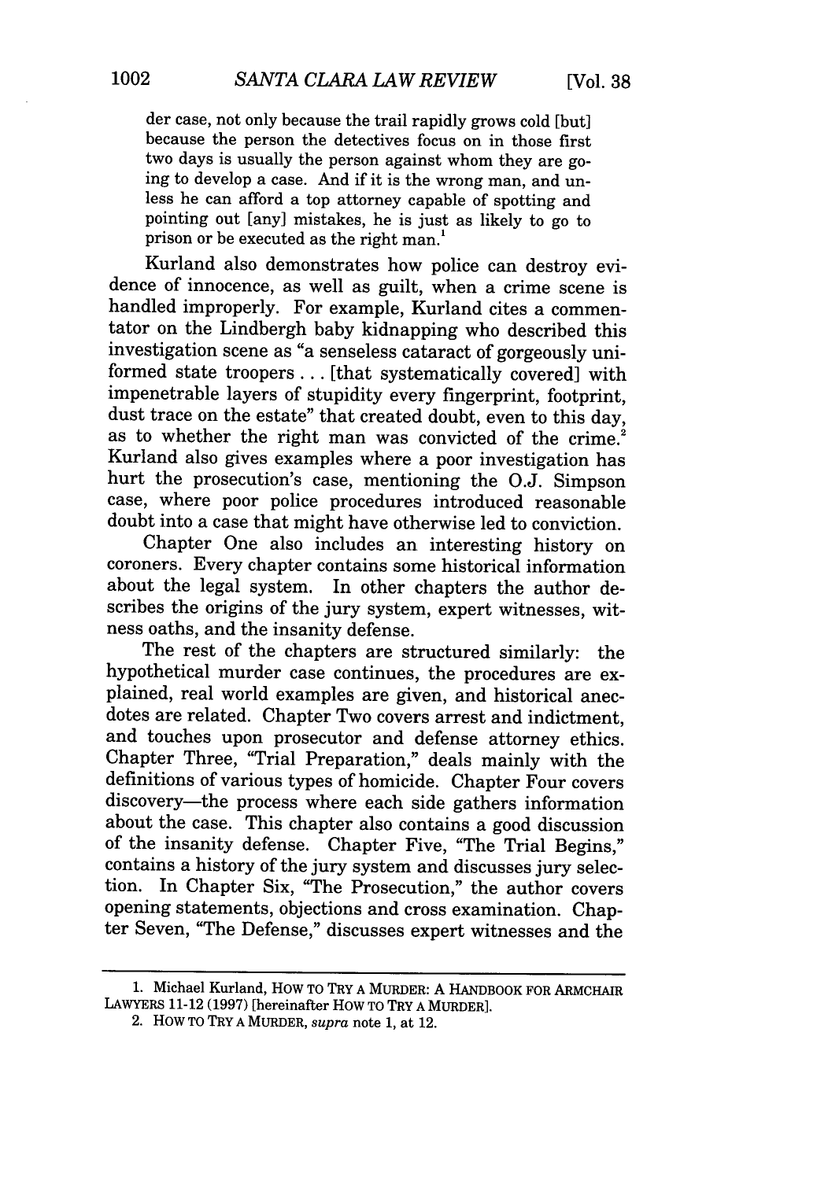> der case, not only because the trail rapidly grows cold [but] because the person the detectives focus on in those first two days is usually the person against whom they are going to develop a case. And if it is the wrong man, and unless he can afford a top attorney capable of spotting and pointing out [any] mistakes, he is just as likely to go to prison or be executed as the right man.[1]

Kurland also demonstrates how police can destroy evidence of innocence, as well as guilt, when a crime scene is handled improperly. For example, Kurland cites a commentator on the Lindbergh baby kidnapping who described this investigation scene as "a senseless cataract of gorgeously uniformed state troopers . . . [that systematically covered] with impenetrable layers of stupidity every fingerprint, footprint, dust trace on the estate" that created doubt, even to this day, as to whether the right man was convicted of the crime.[2] Kurland also gives examples where a poor investigation has hurt the prosecution's case, mentioning the O.J. Simpson case, where poor police procedures introduced reasonable doubt into a case that might have otherwise led to conviction.

Chapter One also includes an interesting history on coroners. Every chapter contains some historical information about the legal system. In other chapters the author describes the origins of the jury system, expert witnesses, witness oaths, and the insanity defense.

The rest of the chapters are structured similarly: the hypothetical murder case continues, the procedures are explained, real world examples are given, and historical anecdotes are related. Chapter Two covers arrest and indictment, and touches upon prosecutor and defense attorney ethics. Chapter Three, "Trial Preparation," deals mainly with the definitions of various types of homicide. Chapter Four covers discovery—the process where each side gathers information about the case. This chapter also contains a good discussion of the insanity defense. Chapter Five, "The Trial Begins," contains a history of the jury system and discusses jury selection. In Chapter Six, "The Prosecution," the author covers opening statements, objections and cross examination. Chapter Seven, "The Defense," discusses expert witnesses and the

---

1. Michael Kurland, HOW TO TRY A MURDER: A HANDBOOK FOR ARMCHAIR LAWYERS 11-12 (1997) [hereinafter HOW TO TRY A MURDER].

2. HOW TO TRY A MURDER, *supra* note 1, at 12.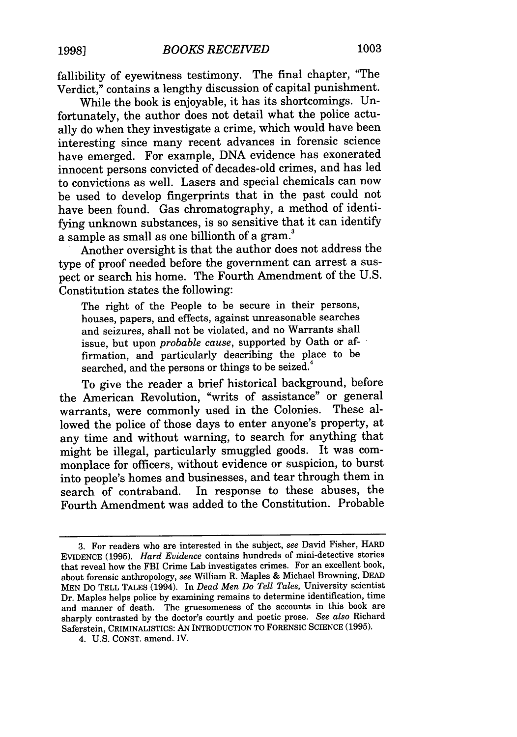fallibility of eyewitness testimony. The final chapter, "The Verdict," contains a lengthy discussion of capital punishment.

While the book is enjoyable, it has its shortcomings. Unfortunately, the author does not detail what the police actually do when they investigate a crime, which would have been interesting since many recent advances in forensic science have emerged. For example, DNA evidence has exonerated innocent persons convicted of decades-old crimes, and has led to convictions as well. Lasers and special chemicals can now be used to develop fingerprints that in the past could not have been found. Gas chromatography, a method of identifying unknown substances, is so sensitive that it can identify a sample as small as one billionth of a gram.[3]

Another oversight is that the author does not address the type of proof needed before the government can arrest a suspect or search his home. The Fourth Amendment of the U.S. Constitution states the following:

> The right of the People to be secure in their persons, houses, papers, and effects, against unreasonable searches and seizures, shall not be violated, and no Warrants shall issue, but upon *probable cause*, supported by Oath or affirmation, and particularly describing the place to be searched, and the persons or things to be seized.[4]

To give the reader a brief historical background, before the American Revolution, "writs of assistance" or general warrants, were commonly used in the Colonies. These allowed the police of those days to enter anyone's property, at any time and without warning, to search for anything that might be illegal, particularly smuggled goods. It was commonplace for officers, without evidence or suspicion, to burst into people's homes and businesses, and tear through them in search of contraband. In response to these abuses, the Fourth Amendment was added to the Constitution. Probable

---

3. For readers who are interested in the subject, *see* David Fisher, HARD EVIDENCE (1995). *Hard Evidence* contains hundreds of mini-detective stories that reveal how the FBI Crime Lab investigates crimes. For an excellent book, about forensic anthropology, *see* William R. Maples & Michael Browning, DEAD MEN DO TELL TALES (1994). In *Dead Men Do Tell Tales,* University scientist Dr. Maples helps police by examining remains to determine identification, time and manner of death. The gruesomeness of the accounts in this book are sharply contrasted by the doctor's courtly and poetic prose. *See also* Richard Saferstein, CRIMINALISTICS: AN INTRODUCTION TO FORENSIC SCIENCE (1995).

4. U.S. CONST. amend. IV.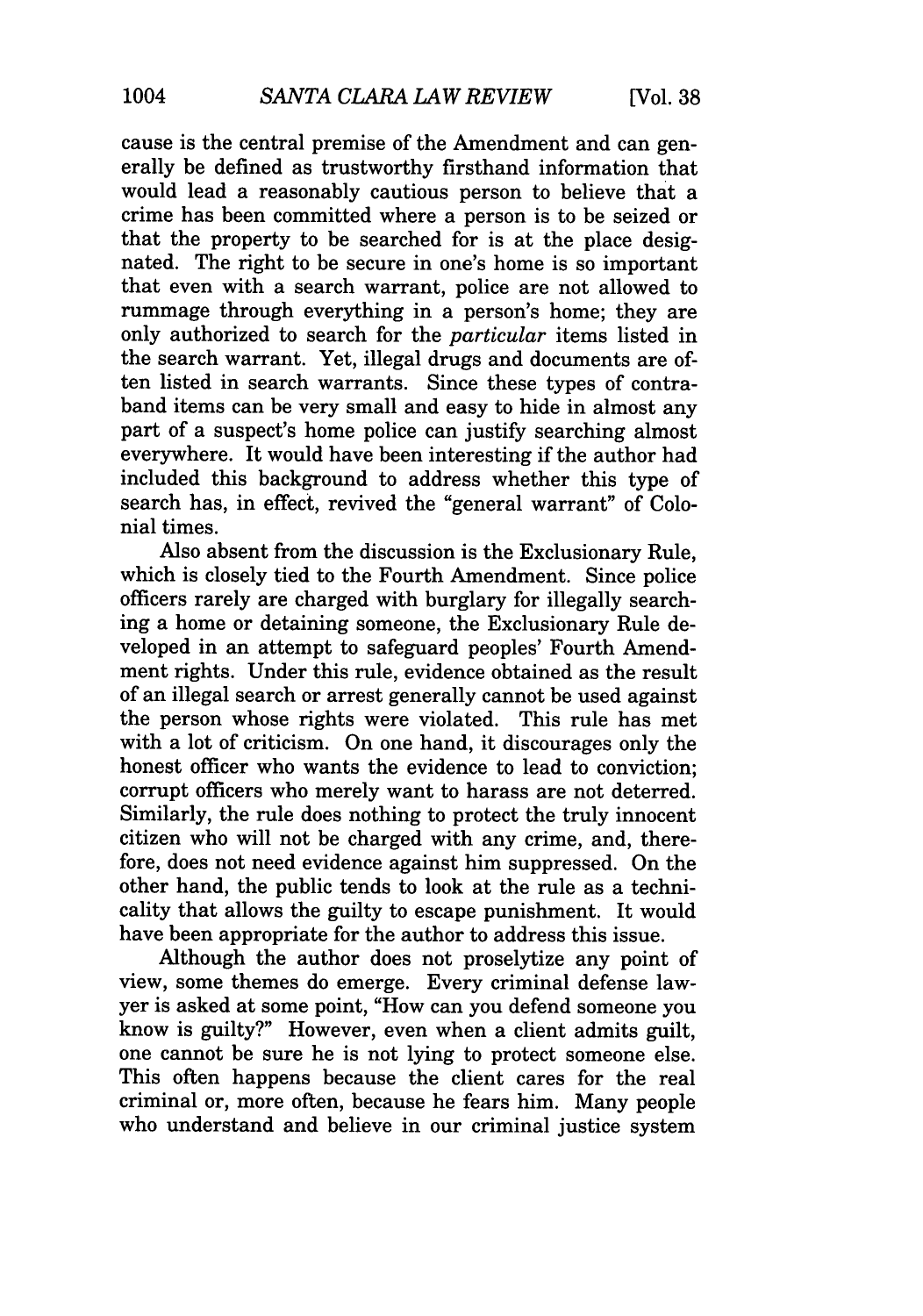cause is the central premise of the Amendment and can generally be defined as trustworthy firsthand information that would lead a reasonably cautious person to believe that a crime has been committed where a person is to be seized or that the property to be searched for is at the place designated. The right to be secure in one's home is so important that even with a search warrant, police are not allowed to rummage through everything in a person's home; they are only authorized to search for the *particular* items listed in the search warrant. Yet, illegal drugs and documents are often listed in search warrants. Since these types of contraband items can be very small and easy to hide in almost any part of a suspect's home police can justify searching almost everywhere. It would have been interesting if the author had included this background to address whether this type of search has, in effect, revived the "general warrant" of Colonial times.

Also absent from the discussion is the Exclusionary Rule, which is closely tied to the Fourth Amendment. Since police officers rarely are charged with burglary for illegally searching a home or detaining someone, the Exclusionary Rule developed in an attempt to safeguard peoples' Fourth Amendment rights. Under this rule, evidence obtained as the result of an illegal search or arrest generally cannot be used against the person whose rights were violated. This rule has met with a lot of criticism. On one hand, it discourages only the honest officer who wants the evidence to lead to conviction; corrupt officers who merely want to harass are not deterred. Similarly, the rule does nothing to protect the truly innocent citizen who will not be charged with any crime, and, therefore, does not need evidence against him suppressed. On the other hand, the public tends to look at the rule as a technicality that allows the guilty to escape punishment. It would have been appropriate for the author to address this issue.

Although the author does not proselytize any point of view, some themes do emerge. Every criminal defense lawyer is asked at some point, "How can you defend someone you know is guilty?" However, even when a client admits guilt, one cannot be sure he is not lying to protect someone else. This often happens because the client cares for the real criminal or, more often, because he fears him. Many people who understand and believe in our criminal justice system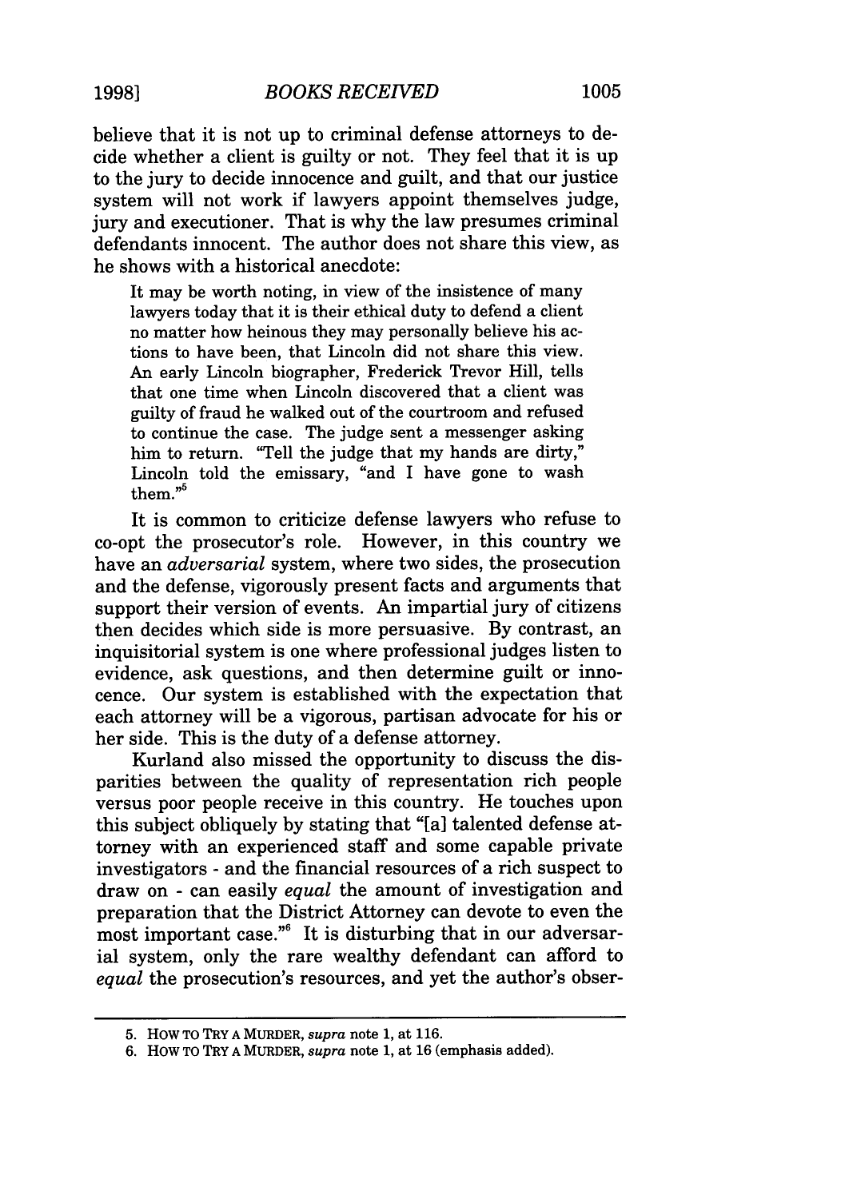believe that it is not up to criminal defense attorneys to decide whether a client is guilty or not. They feel that it is up to the jury to decide innocence and guilt, and that our justice system will not work if lawyers appoint themselves judge, jury and executioner. That is why the law presumes criminal defendants innocent. The author does not share this view, as he shows with a historical anecdote:

> It may be worth noting, in view of the insistence of many lawyers today that it is their ethical duty to defend a client no matter how heinous they may personally believe his actions to have been, that Lincoln did not share this view. An early Lincoln biographer, Frederick Trevor Hill, tells that one time when Lincoln discovered that a client was guilty of fraud he walked out of the courtroom and refused to continue the case. The judge sent a messenger asking him to return. "Tell the judge that my hands are dirty," Lincoln told the emissary, "and I have gone to wash them."[5]

It is common to criticize defense lawyers who refuse to co-opt the prosecutor's role. However, in this country we have an *adversarial* system, where two sides, the prosecution and the defense, vigorously present facts and arguments that support their version of events. An impartial jury of citizens then decides which side is more persuasive. By contrast, an inquisitorial system is one where professional judges listen to evidence, ask questions, and then determine guilt or innocence. Our system is established with the expectation that each attorney will be a vigorous, partisan advocate for his or her side. This is the duty of a defense attorney.

Kurland also missed the opportunity to discuss the disparities between the quality of representation rich people versus poor people receive in this country. He touches upon this subject obliquely by stating that "[a] talented defense attorney with an experienced staff and some capable private investigators - and the financial resources of a rich suspect to draw on - can easily *equal* the amount of investigation and preparation that the District Attorney can devote to even the most important case."[6] It is disturbing that in our adversarial system, only the rare wealthy defendant can afford to *equal* the prosecution's resources, and yet the author's obser-

---

5. HOW TO TRY A MURDER, *supra* note 1, at 116.
6. HOW TO TRY A MURDER, *supra* note 1, at 16 (emphasis added).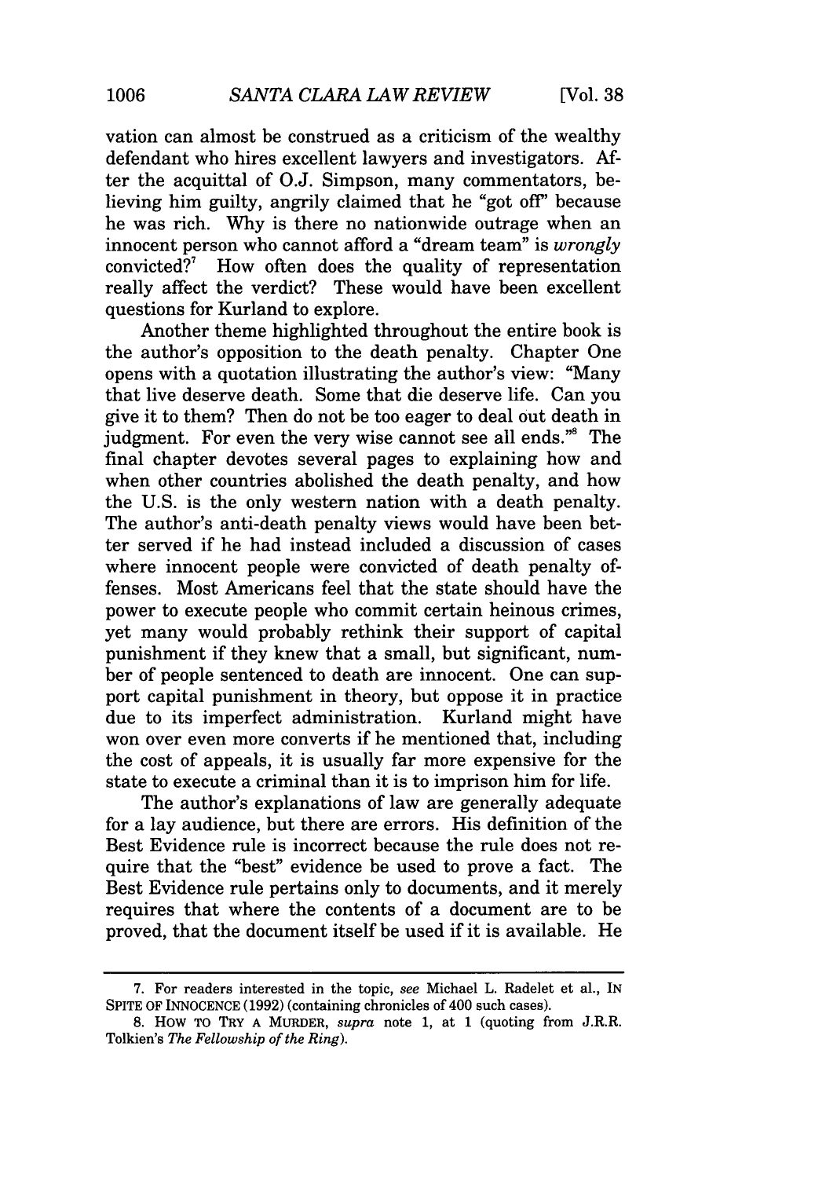vation can almost be construed as a criticism of the wealthy defendant who hires excellent lawyers and investigators. After the acquittal of O.J. Simpson, many commentators, believing him guilty, angrily claimed that he "got off" because he was rich. Why is there no nationwide outrage when an innocent person who cannot afford a "dream team" is *wrongly* convicted?[7] How often does the quality of representation really affect the verdict? These would have been excellent questions for Kurland to explore.

Another theme highlighted throughout the entire book is the author's opposition to the death penalty. Chapter One opens with a quotation illustrating the author's view: "Many that live deserve death. Some that die deserve life. Can you give it to them? Then do not be too eager to deal out death in judgment. For even the very wise cannot see all ends."[8] The final chapter devotes several pages to explaining how and when other countries abolished the death penalty, and how the U.S. is the only western nation with a death penalty. The author's anti-death penalty views would have been better served if he had instead included a discussion of cases where innocent people were convicted of death penalty offenses. Most Americans feel that the state should have the power to execute people who commit certain heinous crimes, yet many would probably rethink their support of capital punishment if they knew that a small, but significant, number of people sentenced to death are innocent. One can support capital punishment in theory, but oppose it in practice due to its imperfect administration. Kurland might have won over even more converts if he mentioned that, including the cost of appeals, it is usually far more expensive for the state to execute a criminal than it is to imprison him for life.

The author's explanations of law are generally adequate for a lay audience, but there are errors. His definition of the Best Evidence rule is incorrect because the rule does not require that the "best" evidence be used to prove a fact. The Best Evidence rule pertains only to documents, and it merely requires that where the contents of a document are to be proved, that the document itself be used if it is available. He

---

7. For readers interested in the topic, *see* Michael L. Radelet et al., IN SPITE OF INNOCENCE (1992) (containing chronicles of 400 such cases).

8. HOW TO TRY A MURDER, *supra* note 1, at 1 (quoting from J.R.R. Tolkien's *The Fellowship of the Ring*).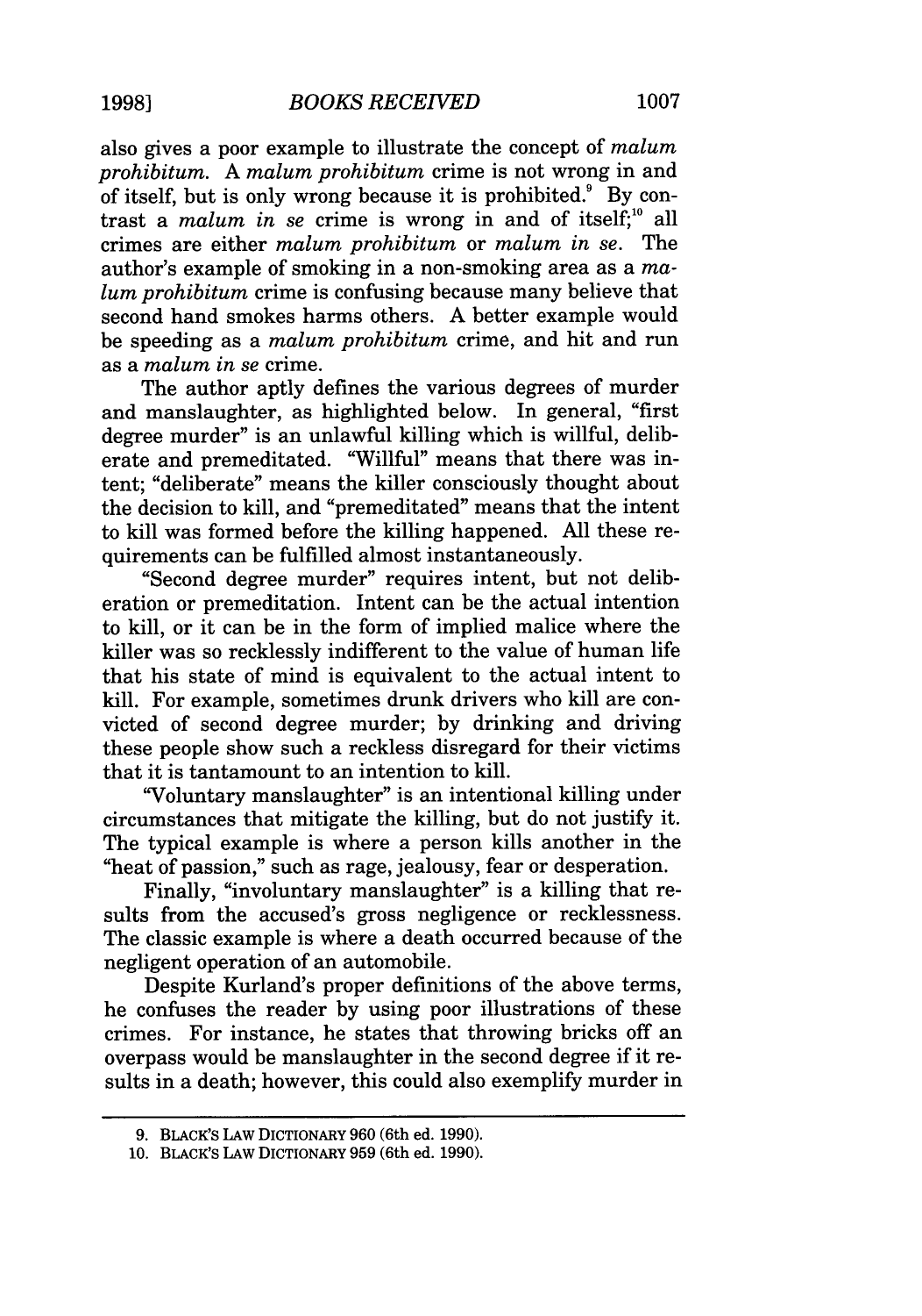also gives a poor example to illustrate the concept of *malum prohibitum*. A *malum prohibitum* crime is not wrong in and of itself, but is only wrong because it is prohibited.[9] By contrast a *malum in se* crime is wrong in and of itself;[10] all crimes are either *malum prohibitum* or *malum in se*. The author's example of smoking in a non-smoking area as a *malum prohibitum* crime is confusing because many believe that second hand smokes harms others. A better example would be speeding as a *malum prohibitum* crime, and hit and run as a *malum in se* crime.

The author aptly defines the various degrees of murder and manslaughter, as highlighted below. In general, "first degree murder" is an unlawful killing which is willful, deliberate and premeditated. "Willful" means that there was intent; "deliberate" means the killer consciously thought about the decision to kill, and "premeditated" means that the intent to kill was formed before the killing happened. All these requirements can be fulfilled almost instantaneously.

"Second degree murder" requires intent, but not deliberation or premeditation. Intent can be the actual intention to kill, or it can be in the form of implied malice where the killer was so recklessly indifferent to the value of human life that his state of mind is equivalent to the actual intent to kill. For example, sometimes drunk drivers who kill are convicted of second degree murder; by drinking and driving these people show such a reckless disregard for their victims that it is tantamount to an intention to kill.

"Voluntary manslaughter" is an intentional killing under circumstances that mitigate the killing, but do not justify it. The typical example is where a person kills another in the "heat of passion," such as rage, jealousy, fear or desperation.

Finally, "involuntary manslaughter" is a killing that results from the accused's gross negligence or recklessness. The classic example is where a death occurred because of the negligent operation of an automobile.

Despite Kurland's proper definitions of the above terms, he confuses the reader by using poor illustrations of these crimes. For instance, he states that throwing bricks off an overpass would be manslaughter in the second degree if it results in a death; however, this could also exemplify murder in

---

9. BLACK'S LAW DICTIONARY 960 (6th ed. 1990).

10. BLACK'S LAW DICTIONARY 959 (6th ed. 1990).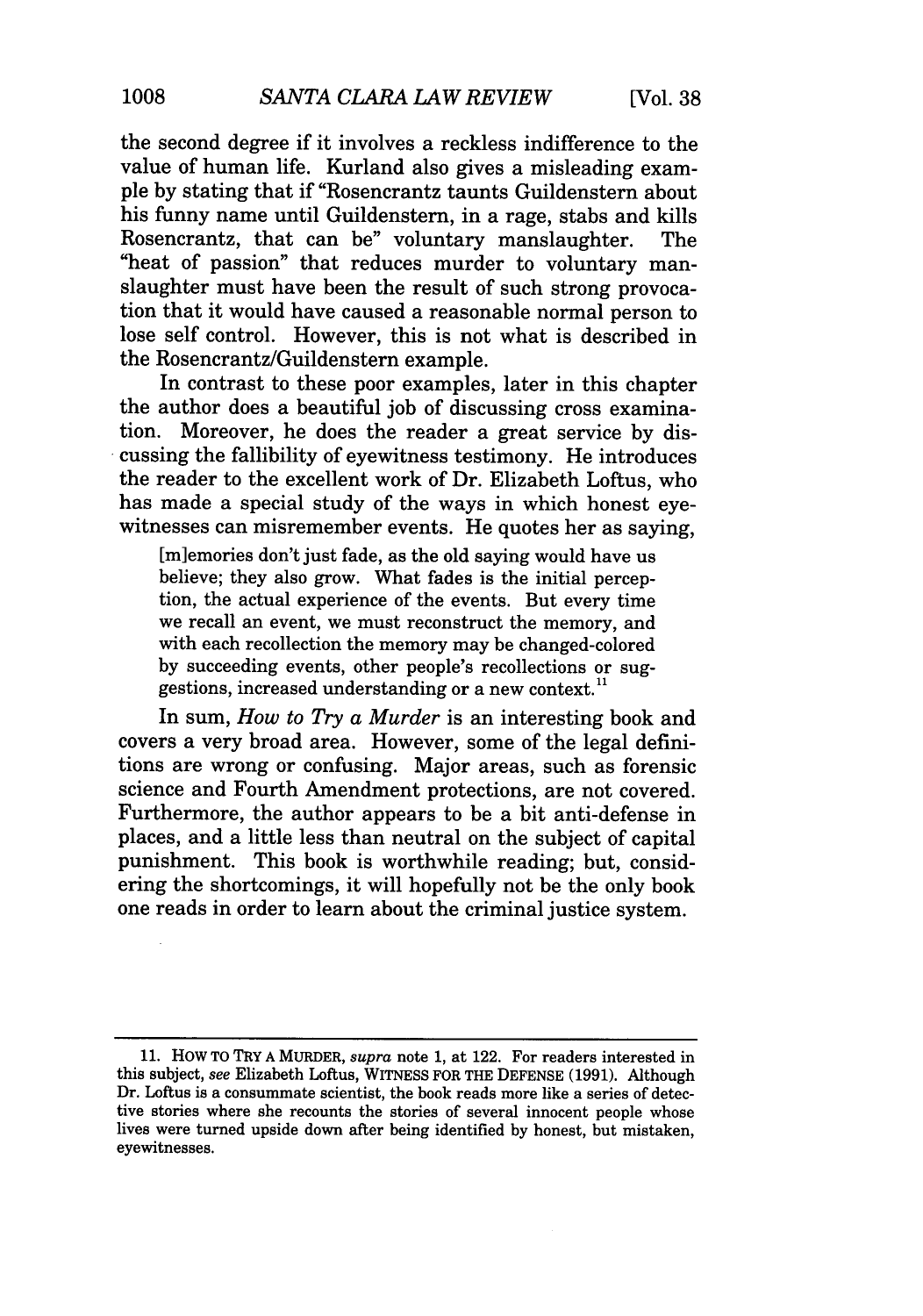the second degree if it involves a reckless indifference to the value of human life. Kurland also gives a misleading example by stating that if "Rosencrantz taunts Guildenstern about his funny name until Guildenstern, in a rage, stabs and kills Rosencrantz, that can be" voluntary manslaughter. The "heat of passion" that reduces murder to voluntary manslaughter must have been the result of such strong provocation that it would have caused a reasonable normal person to lose self control. However, this is not what is described in the Rosencrantz/Guildenstern example.

In contrast to these poor examples, later in this chapter the author does a beautiful job of discussing cross examination. Moreover, he does the reader a great service by discussing the fallibility of eyewitness testimony. He introduces the reader to the excellent work of Dr. Elizabeth Loftus, who has made a special study of the ways in which honest eyewitnesses can misremember events. He quotes her as saying,

> [m]emories don't just fade, as the old saying would have us believe; they also grow. What fades is the initial perception, the actual experience of the events. But every time we recall an event, we must reconstruct the memory, and with each recollection the memory may be changed-colored by succeeding events, other people's recollections or suggestions, increased understanding or a new context.[11]

In sum, *How to Try a Murder* is an interesting book and covers a very broad area. However, some of the legal definitions are wrong or confusing. Major areas, such as forensic science and Fourth Amendment protections, are not covered. Furthermore, the author appears to be a bit anti-defense in places, and a little less than neutral on the subject of capital punishment. This book is worthwhile reading; but, considering the shortcomings, it will hopefully not be the only book one reads in order to learn about the criminal justice system.

---

11. HOW TO TRY A MURDER, *supra* note 1, at 122. For readers interested in this subject, *see* Elizabeth Loftus, WITNESS FOR THE DEFENSE (1991). Although Dr. Loftus is a consummate scientist, the book reads more like a series of detective stories where she recounts the stories of several innocent people whose lives were turned upside down after being identified by honest, but mistaken, eyewitnesses.